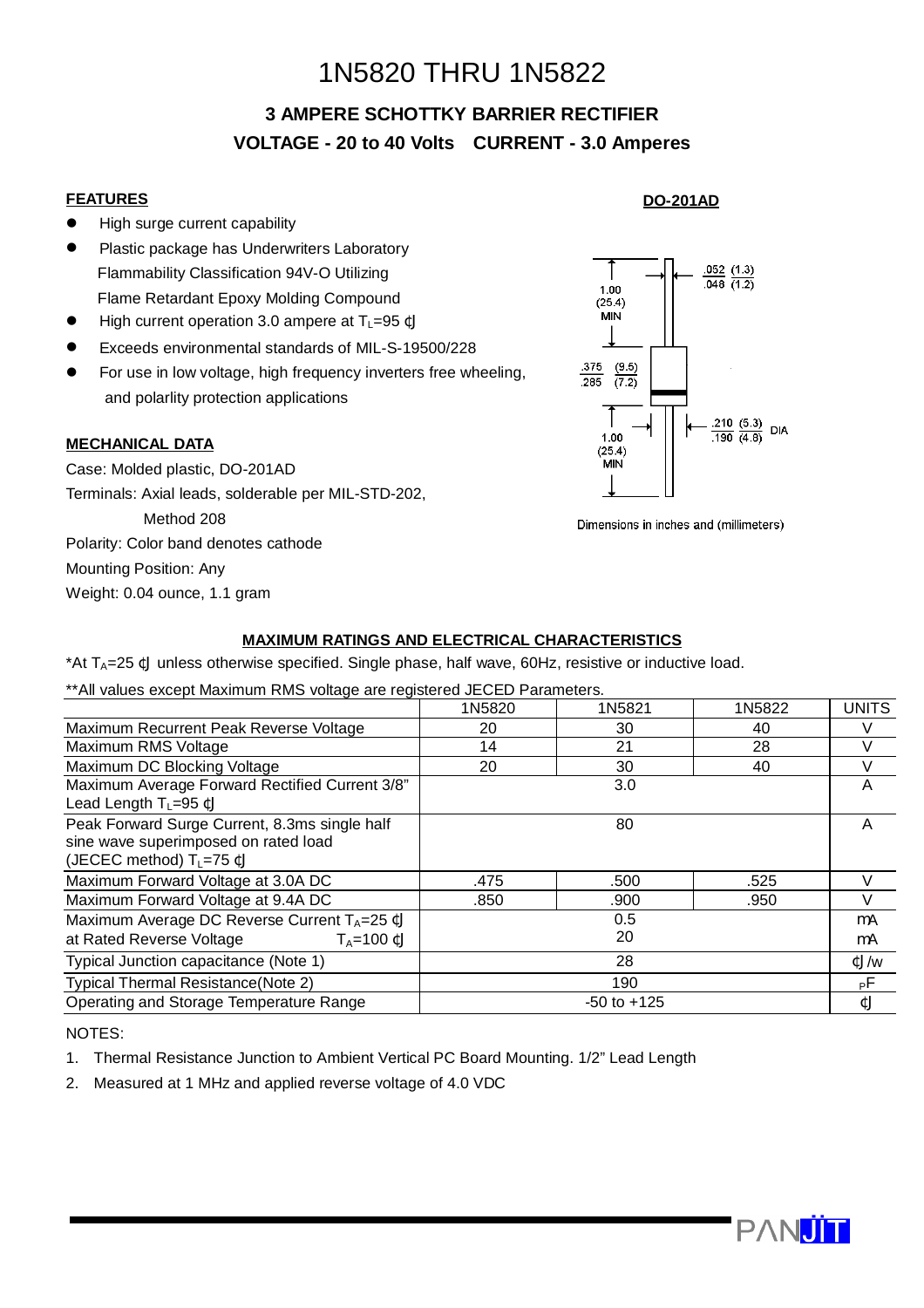# 1N5820 THRU 1N5822

## 3 AMPERE SCHOTTKY BARRIER RECTIFIER

## VOLTAGE - 20 to 40 Volts CURRENT - 3.0 Amperes

### FEATURES

- High surge current capability
- Plastic package has Underwriters Laboratory Flammability Classification 94V-O Utilizing Flame Retardant Epoxy Molding Compound
- High current operation 3.0 ampere at $T_L$=95 ℃
- Exceeds environmental standards of MIL-S-19500/228
- For use in low voltage, high frequency inverters free wheeling, and polarity protection applications

### DO-201AD

1.00 (25.4) MIN

.052 (1.3)
.048 (1.2)

.375 (9.5)
.285 (7.2)

.210 (5.3)
.190 (4.8) DIA

1.00 (25.4) MIN

Dimensions in inches and (millimeters)

### MECHANICAL DATA

Case: Molded plastic, DO-201AD

Terminals: Axial leads, solderable per MIL-STD-202, Method 208

Polarity: Color band denotes cathode

Mounting Position: Any

Weight: 0.04 ounce, 1.1 gram

### MAXIMUM RATINGS AND ELECTRICAL CHARACTERISTICS

*At $T_A$=25 ℃ unless otherwise specified. Single phase, half wave, 60Hz, resistive or inductive load.

**All values except Maximum RMS voltage are registered JECED Parameters.

| | 1N5820 | 1N5821 | 1N5822 | UNITS |
|---|---|---|---|---|
| Maximum Recurrent Peak Reverse Voltage | 20 | 30 | 40 | V |
| Maximum RMS Voltage | 14 | 21 | 28 | V |
| Maximum DC Blocking Voltage | 20 | 30 | 40 | V |
| Maximum Average Forward Rectified Current 3/8" Lead Length $T_L$=95 ℃ | | 3.0 | | A |
| Peak Forward Surge Current, 8.3ms single half sine wave superimposed on rated load (JECEC method) $T_L$=75 ℃ | | 80 | | A |
| Maximum Forward Voltage at 3.0A DC | .475 | .500 | .525 | V |
| Maximum Forward Voltage at 9.4A DC | .850 | .900 | .950 | V |
| Maximum Average DC Reverse Current $T_A$=25 ℃ at Rated Reverse Voltage $T_A$=100 ℃ | | 0.5<br>20 | | mA<br>mA |
| Typical Junction capacitance (Note 1) | | 28 | | ℃/w |
| Typical Thermal Resistance(Note 2) | | 190 | | pF |
| Operating and Storage Temperature Range | | -50 to +125 | | ℃ |

NOTES:

1. Thermal Resistance Junction to Ambient Vertical PC Board Mounting. 1/2" Lead Length
2. Measured at 1 MHz and applied reverse voltage of 4.0 VDC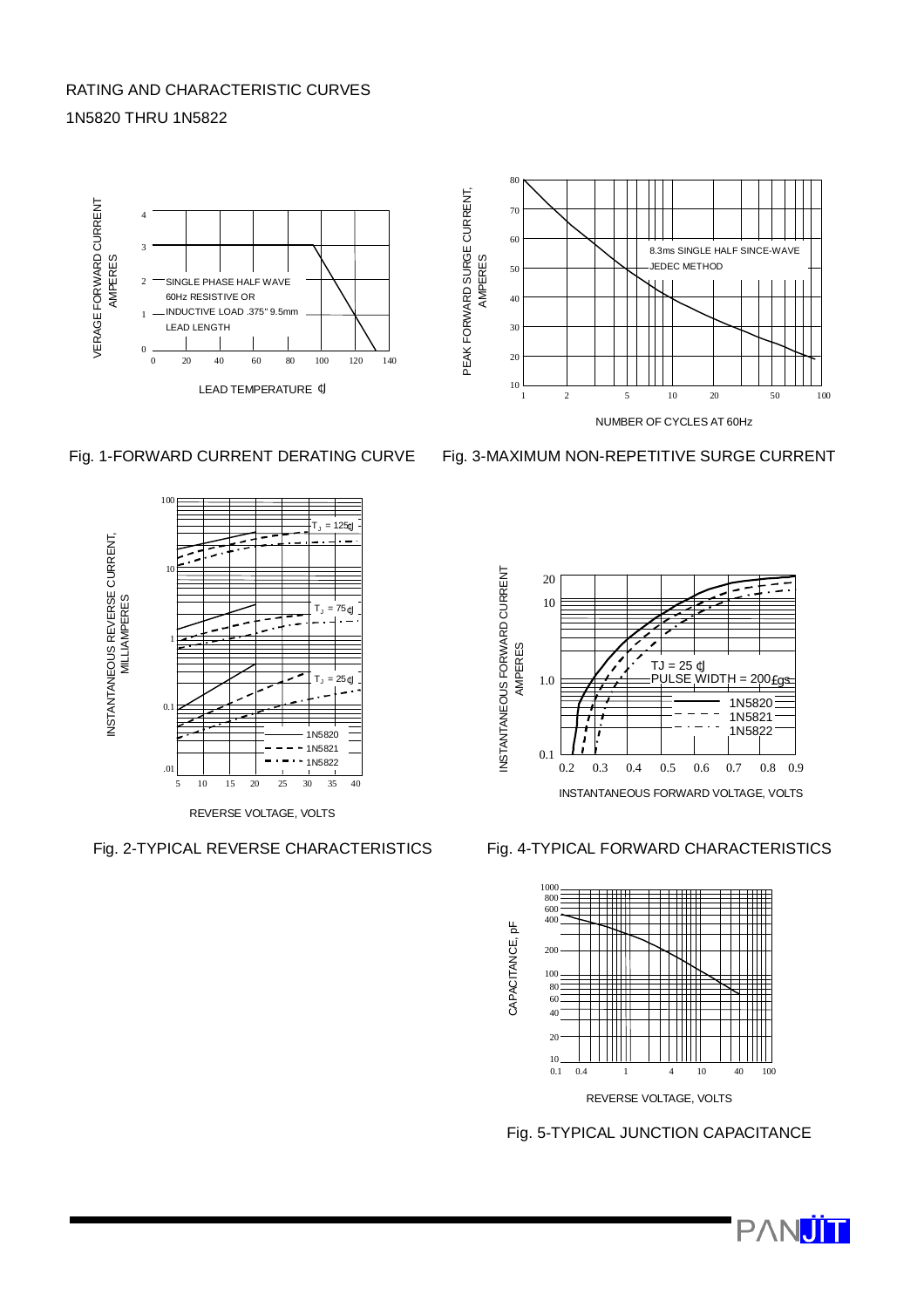# RATING AND CHARACTERISTIC CURVES

## 1N5820 THRU 1N5822

VERAGE FORWARD CURRENT AMPERES

4
3
2
1
0

0 20 40 60 80 100 120 140

SINGLE PHASE HALF WAVE
60Hz RESISTIVE OR
INDUCTIVE LOAD .375" 9.5mm
LEAD LENGTH

LEAD TEMPERATURE ℃

Fig. 1-FORWARD CURRENT DERATING CURVE

PEAK FORWARD SURGE CURRENT, AMPERES

80
70
60
50
40
30
20
10

1 2 5 10 20 50 100

8.3ms SINGLE HALF SINCE-WAVE
JEDEC METHOD

NUMBER OF CYCLES AT 60Hz

Fig. 3-MAXIMUM NON-REPETITIVE SURGE CURRENT

INSTANTANEOUS REVERSE CURRENT, MILLIAMPERES

100
10
1
0.1
.01

5 10 15 20 25 30 35 40

$T_J$ = 125℃
$T_J$ = 75℃
$T_J$ = 25℃

1N5820
1N5821
1N5822

REVERSE VOLTAGE, VOLTS

Fig. 2-TYPICAL REVERSE CHARACTERISTICS

INSTANTANEOUS FORWARD CURRENT AMPERES

20
10
1.0
0.1

0.2 0.3 0.4 0.5 0.6 0.7 0.8 0.9

TJ = 25 ℃
PULSE WIDTH = 200µs

1N5820
1N5821
1N5822

INSTANTANEOUS FORWARD VOLTAGE, VOLTS

Fig. 4-TYPICAL FORWARD CHARACTERISTICS

CAPACITANCE, pF

1000
800
600
400
200
100
80
60
40
20
10

0.1 0.4 1 4 10 40 100

REVERSE VOLTAGE, VOLTS

Fig. 5-TYPICAL JUNCTION CAPACITANCE